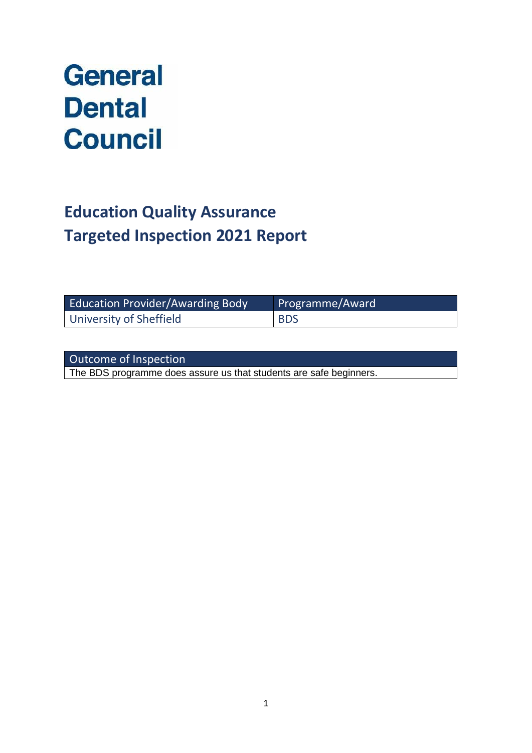# General Dental Council

## Education Quality Assurance
## Targeted Inspection 2021 Report

| Education Provider/Awarding Body | Programme/Award |
|---|---|
| University of Sheffield | BDS |

| Outcome of Inspection |
|---|
| The BDS programme does assure us that students are safe beginners. |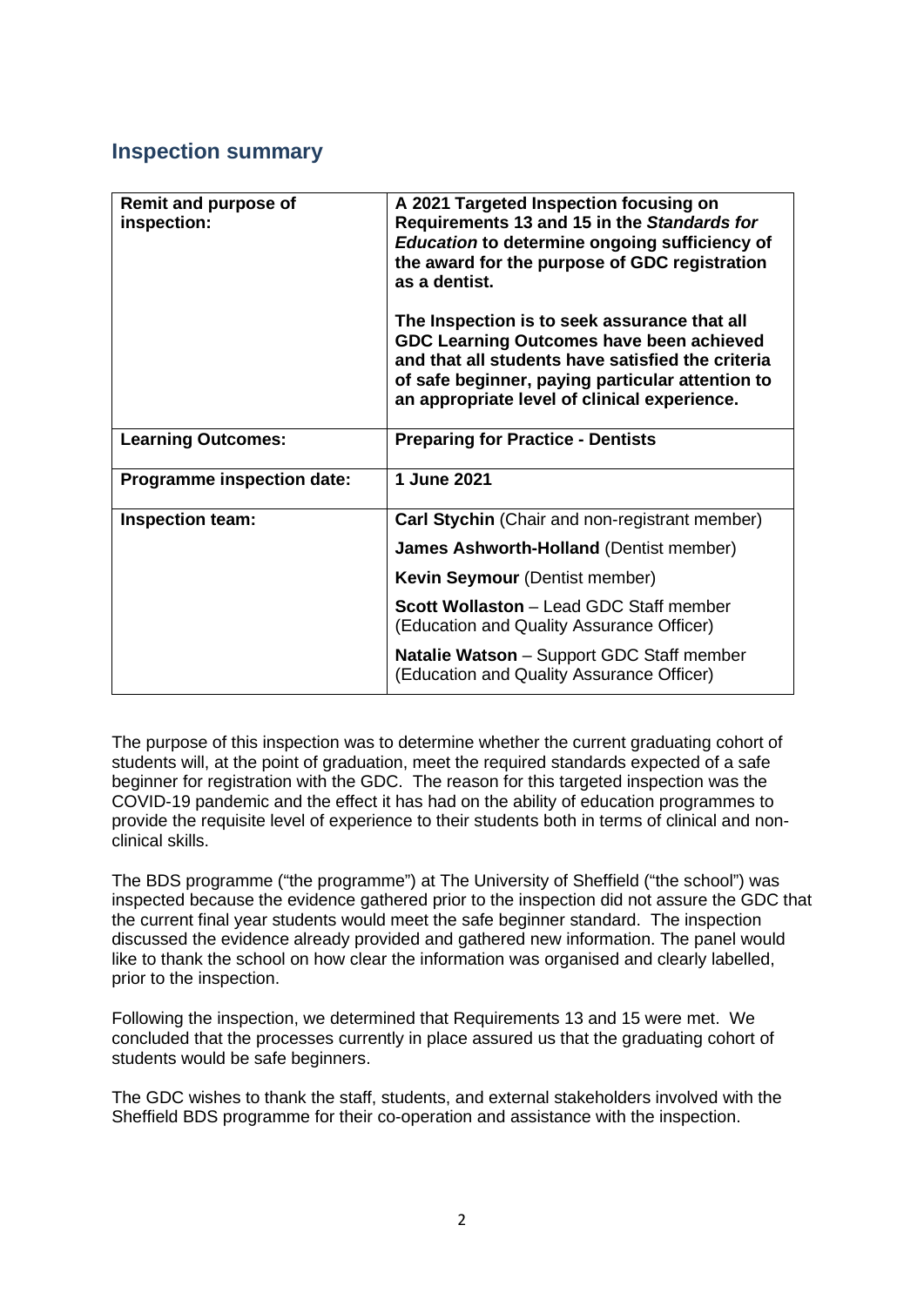## Inspection summary

| Remit and purpose of inspection: | **A 2021 Targeted Inspection focusing on Requirements 13 and 15 in the *Standards for Education* to determine ongoing sufficiency of the award for the purpose of GDC registration as a dentist.**<br><br>**The Inspection is to seek assurance that all GDC Learning Outcomes have been achieved and that all students have satisfied the criteria of safe beginner, paying particular attention to an appropriate level of clinical experience.** |
|---|---|
| **Learning Outcomes:** | **Preparing for Practice - Dentists** |
| **Programme inspection date:** | **1 June 2021** |
| **Inspection team:** | **Carl Stychin** (Chair and non-registrant member)<br>**James Ashworth-Holland** (Dentist member)<br>**Kevin Seymour** (Dentist member)<br>**Scott Wollaston** – Lead GDC Staff member (Education and Quality Assurance Officer)<br>**Natalie Watson** – Support GDC Staff member (Education and Quality Assurance Officer) |

The purpose of this inspection was to determine whether the current graduating cohort of students will, at the point of graduation, meet the required standards expected of a safe beginner for registration with the GDC. The reason for this targeted inspection was the COVID-19 pandemic and the effect it has had on the ability of education programmes to provide the requisite level of experience to their students both in terms of clinical and non-clinical skills.

The BDS programme ("the programme") at The University of Sheffield ("the school") was inspected because the evidence gathered prior to the inspection did not assure the GDC that the current final year students would meet the safe beginner standard. The inspection discussed the evidence already provided and gathered new information. The panel would like to thank the school on how clear the information was organised and clearly labelled, prior to the inspection.

Following the inspection, we determined that Requirements 13 and 15 were met. We concluded that the processes currently in place assured us that the graduating cohort of students would be safe beginners.

The GDC wishes to thank the staff, students, and external stakeholders involved with the Sheffield BDS programme for their co-operation and assistance with the inspection.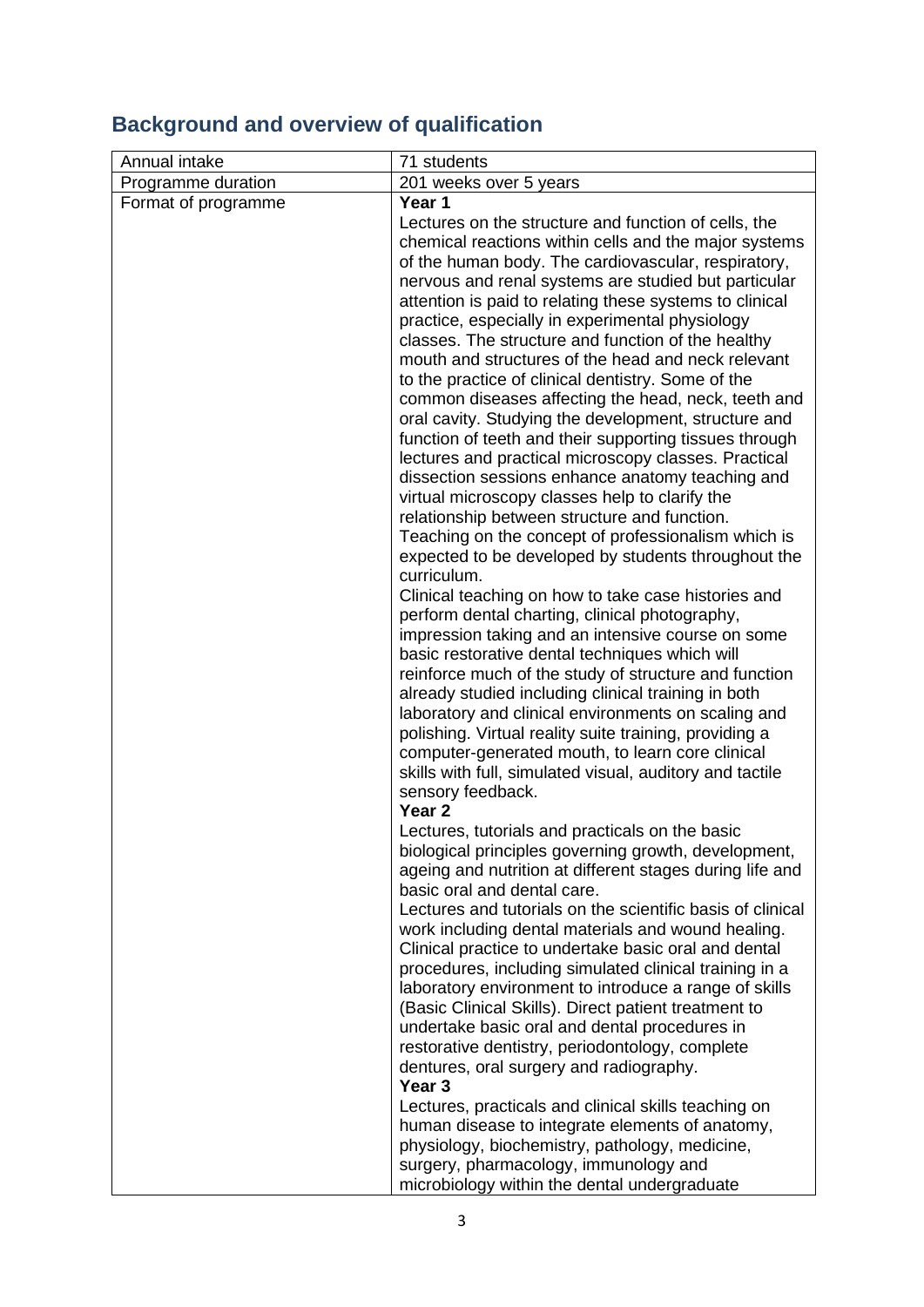## Background and overview of qualification

| Annual intake | 71 students |
|---|---|
| Programme duration | 201 weeks over 5 years |
| Format of programme | **Year 1**<br>Lectures on the structure and function of cells, the chemical reactions within cells and the major systems of the human body. The cardiovascular, respiratory, nervous and renal systems are studied but particular attention is paid to relating these systems to clinical practice, especially in experimental physiology classes. The structure and function of the healthy mouth and structures of the head and neck relevant to the practice of clinical dentistry. Some of the common diseases affecting the head, neck, teeth and oral cavity. Studying the development, structure and function of teeth and their supporting tissues through lectures and practical microscopy classes. Practical dissection sessions enhance anatomy teaching and virtual microscopy classes help to clarify the relationship between structure and function.<br>Teaching on the concept of professionalism which is expected to be developed by students throughout the curriculum.<br>Clinical teaching on how to take case histories and perform dental charting, clinical photography, impression taking and an intensive course on some basic restorative dental techniques which will reinforce much of the study of structure and function already studied including clinical training in both laboratory and clinical environments on scaling and polishing. Virtual reality suite training, providing a computer-generated mouth, to learn core clinical skills with full, simulated visual, auditory and tactile sensory feedback.<br>**Year 2**<br>Lectures, tutorials and practicals on the basic biological principles governing growth, development, ageing and nutrition at different stages during life and basic oral and dental care.<br>Lectures and tutorials on the scientific basis of clinical work including dental materials and wound healing.<br>Clinical practice to undertake basic oral and dental procedures, including simulated clinical training in a laboratory environment to introduce a range of skills (Basic Clinical Skills). Direct patient treatment to undertake basic oral and dental procedures in restorative dentistry, periodontology, complete dentures, oral surgery and radiography.<br>**Year 3**<br>Lectures, practicals and clinical skills teaching on human disease to integrate elements of anatomy, physiology, biochemistry, pathology, medicine, surgery, pharmacology, immunology and microbiology within the dental undergraduate |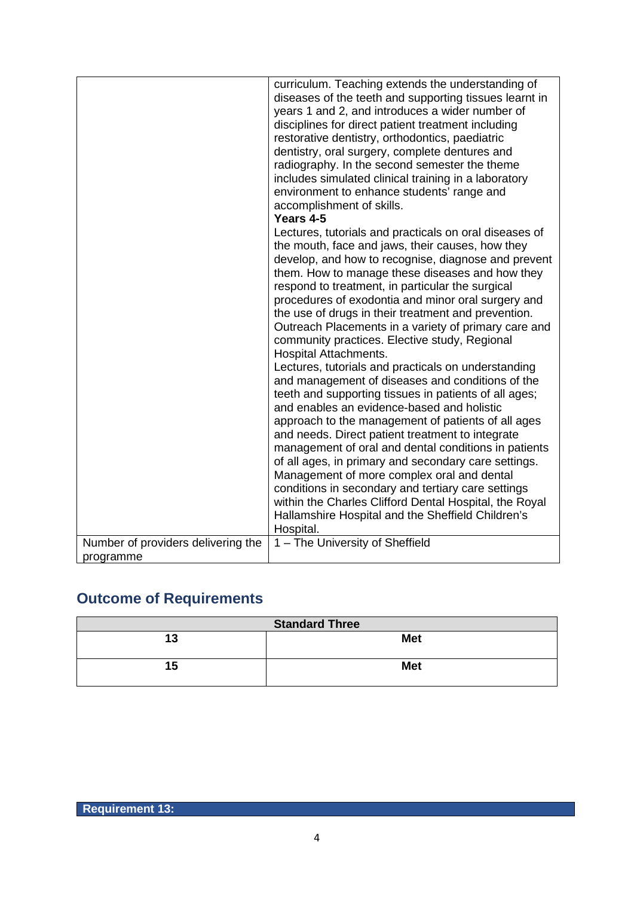| | |
|---|---|
| | curriculum. Teaching extends the understanding of diseases of the teeth and supporting tissues learnt in years 1 and 2, and introduces a wider number of disciplines for direct patient treatment including restorative dentistry, orthodontics, paediatric dentistry, oral surgery, complete dentures and radiography. In the second semester the theme includes simulated clinical training in a laboratory environment to enhance students' range and accomplishment of skills.<br>**Years 4-5**<br>Lectures, tutorials and practicals on oral diseases of the mouth, face and jaws, their causes, how they develop, and how to recognise, diagnose and prevent them. How to manage these diseases and how they respond to treatment, in particular the surgical procedures of exodontia and minor oral surgery and the use of drugs in their treatment and prevention. Outreach Placements in a variety of primary care and community practices. Elective study, Regional Hospital Attachments.<br>Lectures, tutorials and practicals on understanding and management of diseases and conditions of the teeth and supporting tissues in patients of all ages; and enables an evidence-based and holistic approach to the management of patients of all ages and needs. Direct patient treatment to integrate management of oral and dental conditions in patients of all ages, in primary and secondary care settings. Management of more complex oral and dental conditions in secondary and tertiary care settings within the Charles Clifford Dental Hospital, the Royal Hallamshire Hospital and the Sheffield Children's Hospital. |
| Number of providers delivering the programme | 1 – The University of Sheffield |

## Outcome of Requirements

| **Standard Three** | |
|---|---|
| **13** | **Met** |
| **15** | **Met** |

**Requirement 13:**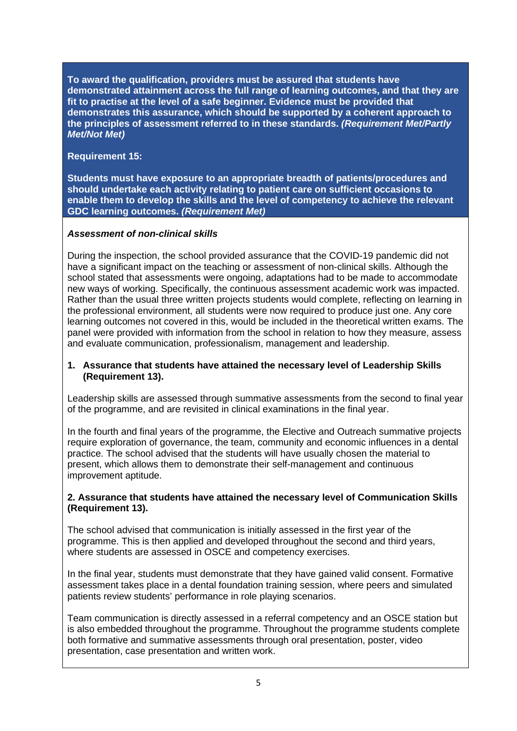**To award the qualification, providers must be assured that students have demonstrated attainment across the full range of learning outcomes, and that they are fit to practise at the level of a safe beginner. Evidence must be provided that demonstrates this assurance, which should be supported by a coherent approach to the principles of assessment referred to in these standards. *(Requirement Met/Partly Met/Not Met)***

**Requirement 15:**

**Students must have exposure to an appropriate breadth of patients/procedures and should undertake each activity relating to patient care on sufficient occasions to enable them to develop the skills and the level of competency to achieve the relevant GDC learning outcomes. *(Requirement Met)***

***Assessment of non-clinical skills***

During the inspection, the school provided assurance that the COVID-19 pandemic did not have a significant impact on the teaching or assessment of non-clinical skills. Although the school stated that assessments were ongoing, adaptations had to be made to accommodate new ways of working. Specifically, the continuous assessment academic work was impacted. Rather than the usual three written projects students would complete, reflecting on learning in the professional environment, all students were now required to produce just one. Any core learning outcomes not covered in this, would be included in the theoretical written exams. The panel were provided with information from the school in relation to how they measure, assess and evaluate communication, professionalism, management and leadership.

**1. Assurance that students have attained the necessary level of Leadership Skills (Requirement 13).**

Leadership skills are assessed through summative assessments from the second to final year of the programme, and are revisited in clinical examinations in the final year.

In the fourth and final years of the programme, the Elective and Outreach summative projects require exploration of governance, the team, community and economic influences in a dental practice. The school advised that the students will have usually chosen the material to present, which allows them to demonstrate their self-management and continuous improvement aptitude.

**2. Assurance that students have attained the necessary level of Communication Skills (Requirement 13).**

The school advised that communication is initially assessed in the first year of the programme. This is then applied and developed throughout the second and third years, where students are assessed in OSCE and competency exercises.

In the final year, students must demonstrate that they have gained valid consent. Formative assessment takes place in a dental foundation training session, where peers and simulated patients review students' performance in role playing scenarios.

Team communication is directly assessed in a referral competency and an OSCE station but is also embedded throughout the programme. Throughout the programme students complete both formative and summative assessments through oral presentation, poster, video presentation, case presentation and written work.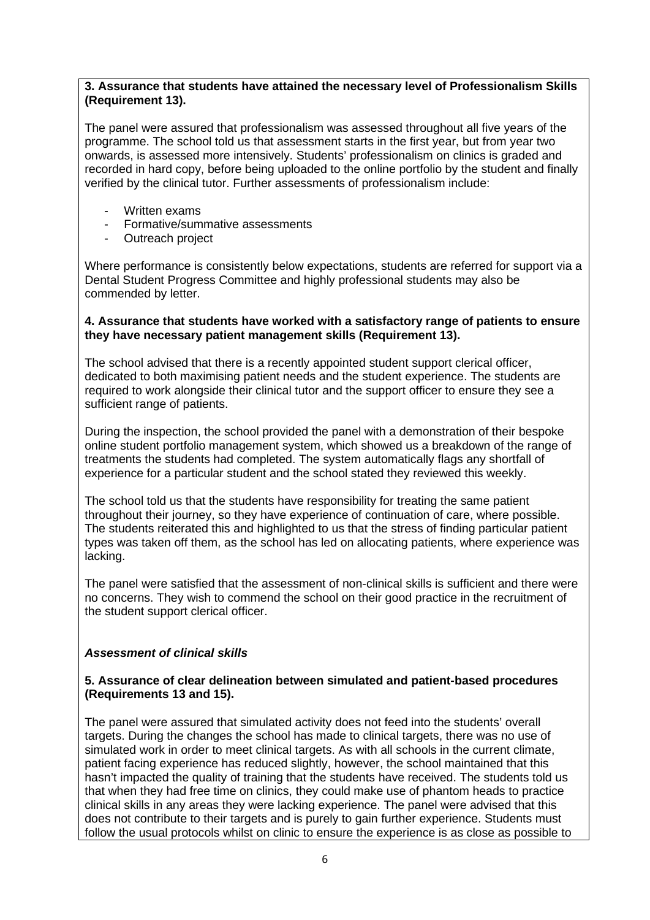**3. Assurance that students have attained the necessary level of Professionalism Skills (Requirement 13).**

The panel were assured that professionalism was assessed throughout all five years of the programme. The school told us that assessment starts in the first year, but from year two onwards, is assessed more intensively. Students' professionalism on clinics is graded and recorded in hard copy, before being uploaded to the online portfolio by the student and finally verified by the clinical tutor. Further assessments of professionalism include:

- Written exams
- Formative/summative assessments
- Outreach project

Where performance is consistently below expectations, students are referred for support via a Dental Student Progress Committee and highly professional students may also be commended by letter.

**4. Assurance that students have worked with a satisfactory range of patients to ensure they have necessary patient management skills (Requirement 13).**

The school advised that there is a recently appointed student support clerical officer, dedicated to both maximising patient needs and the student experience. The students are required to work alongside their clinical tutor and the support officer to ensure they see a sufficient range of patients.

During the inspection, the school provided the panel with a demonstration of their bespoke online student portfolio management system, which showed us a breakdown of the range of treatments the students had completed. The system automatically flags any shortfall of experience for a particular student and the school stated they reviewed this weekly.

The school told us that the students have responsibility for treating the same patient throughout their journey, so they have experience of continuation of care, where possible. The students reiterated this and highlighted to us that the stress of finding particular patient types was taken off them, as the school has led on allocating patients, where experience was lacking.

The panel were satisfied that the assessment of non-clinical skills is sufficient and there were no concerns. They wish to commend the school on their good practice in the recruitment of the student support clerical officer.

***Assessment of clinical skills***

**5. Assurance of clear delineation between simulated and patient-based procedures (Requirements 13 and 15).**

The panel were assured that simulated activity does not feed into the students' overall targets. During the changes the school has made to clinical targets, there was no use of simulated work in order to meet clinical targets. As with all schools in the current climate, patient facing experience has reduced slightly, however, the school maintained that this hasn't impacted the quality of training that the students have received. The students told us that when they had free time on clinics, they could make use of phantom heads to practice clinical skills in any areas they were lacking experience. The panel were advised that this does not contribute to their targets and is purely to gain further experience. Students must follow the usual protocols whilst on clinic to ensure the experience is as close as possible to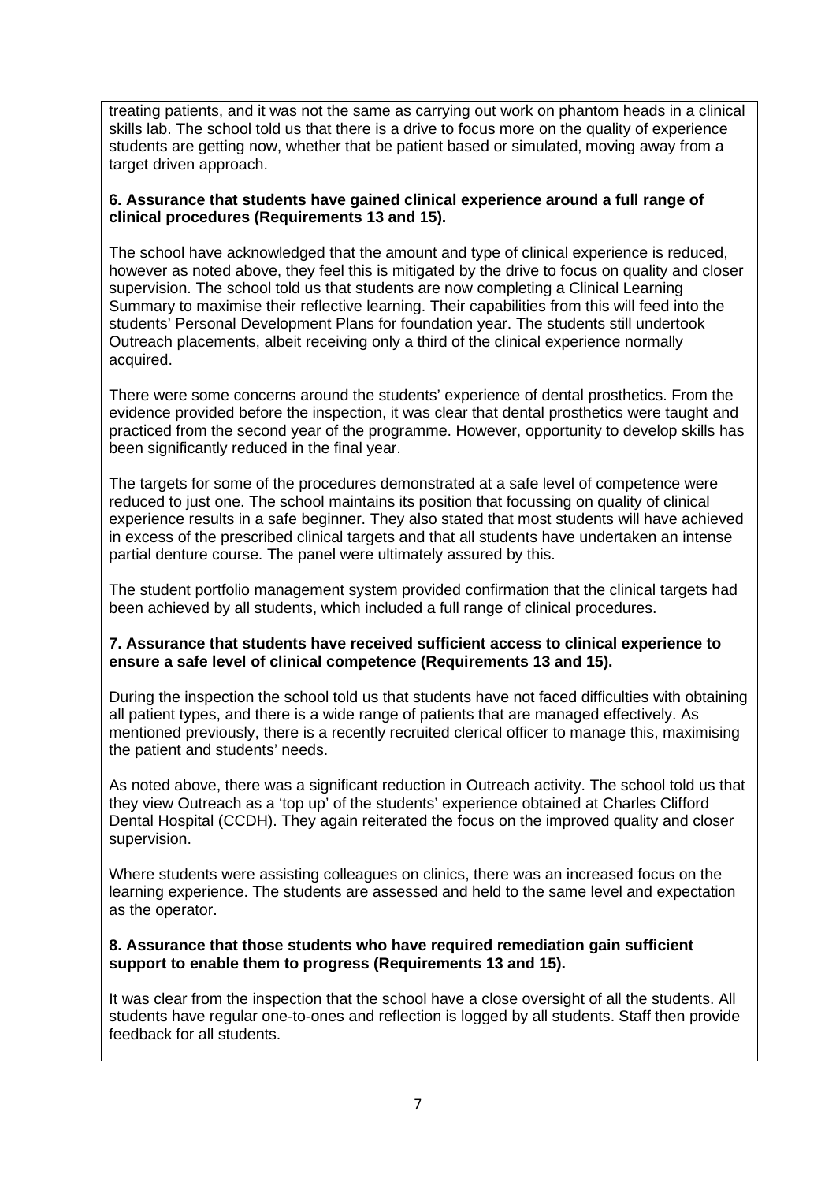treating patients, and it was not the same as carrying out work on phantom heads in a clinical skills lab. The school told us that there is a drive to focus more on the quality of experience students are getting now, whether that be patient based or simulated, moving away from a target driven approach.

**6. Assurance that students have gained clinical experience around a full range of clinical procedures (Requirements 13 and 15).**

The school have acknowledged that the amount and type of clinical experience is reduced, however as noted above, they feel this is mitigated by the drive to focus on quality and closer supervision. The school told us that students are now completing a Clinical Learning Summary to maximise their reflective learning. Their capabilities from this will feed into the students' Personal Development Plans for foundation year. The students still undertook Outreach placements, albeit receiving only a third of the clinical experience normally acquired.

There were some concerns around the students' experience of dental prosthetics. From the evidence provided before the inspection, it was clear that dental prosthetics were taught and practiced from the second year of the programme. However, opportunity to develop skills has been significantly reduced in the final year.

The targets for some of the procedures demonstrated at a safe level of competence were reduced to just one. The school maintains its position that focussing on quality of clinical experience results in a safe beginner. They also stated that most students will have achieved in excess of the prescribed clinical targets and that all students have undertaken an intense partial denture course. The panel were ultimately assured by this.

The student portfolio management system provided confirmation that the clinical targets had been achieved by all students, which included a full range of clinical procedures.

**7. Assurance that students have received sufficient access to clinical experience to ensure a safe level of clinical competence (Requirements 13 and 15).**

During the inspection the school told us that students have not faced difficulties with obtaining all patient types, and there is a wide range of patients that are managed effectively. As mentioned previously, there is a recently recruited clerical officer to manage this, maximising the patient and students' needs.

As noted above, there was a significant reduction in Outreach activity. The school told us that they view Outreach as a 'top up' of the students' experience obtained at Charles Clifford Dental Hospital (CCDH). They again reiterated the focus on the improved quality and closer supervision.

Where students were assisting colleagues on clinics, there was an increased focus on the learning experience. The students are assessed and held to the same level and expectation as the operator.

**8. Assurance that those students who have required remediation gain sufficient support to enable them to progress (Requirements 13 and 15).**

It was clear from the inspection that the school have a close oversight of all the students. All students have regular one-to-ones and reflection is logged by all students. Staff then provide feedback for all students.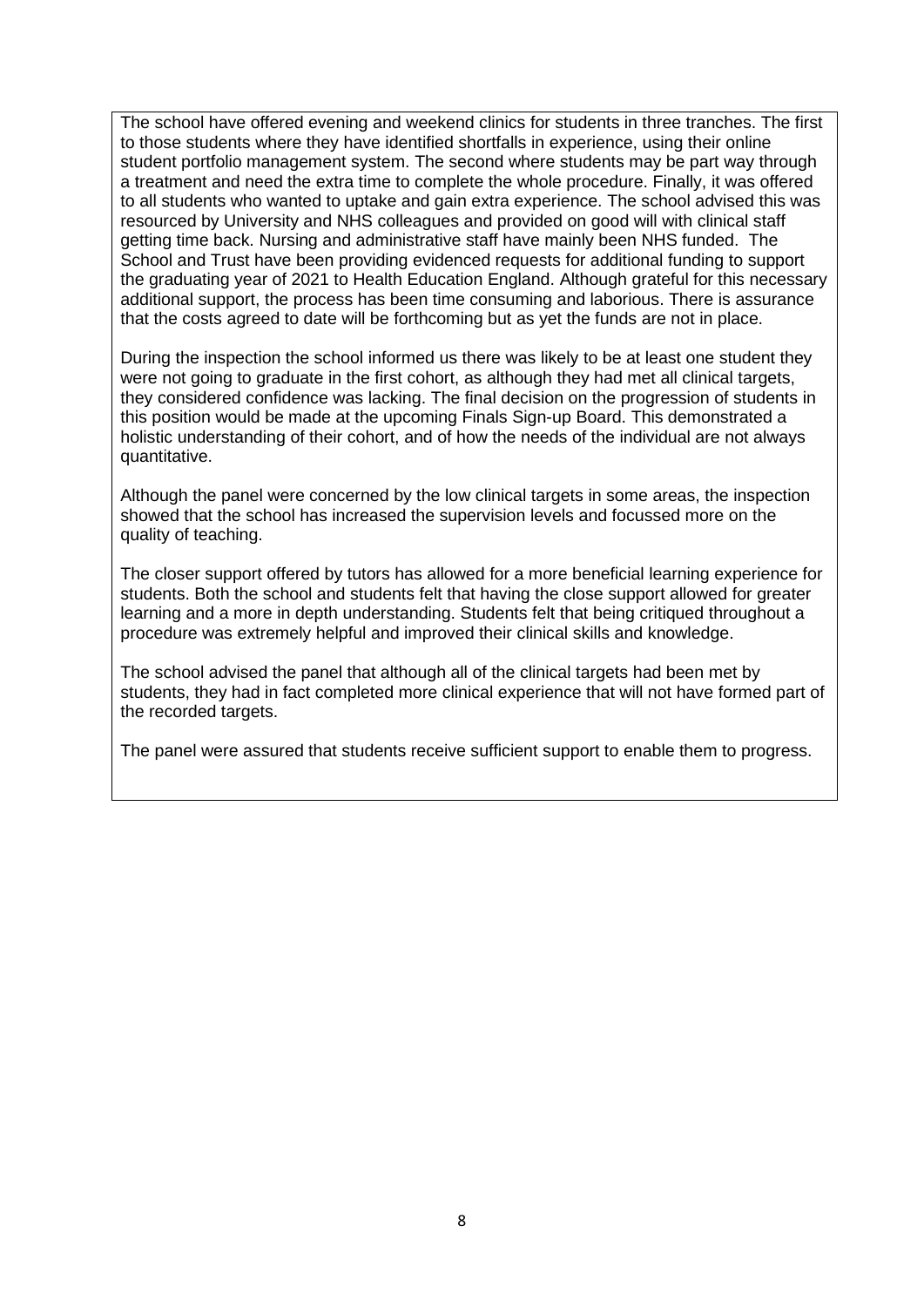The school have offered evening and weekend clinics for students in three tranches. The first to those students where they have identified shortfalls in experience, using their online student portfolio management system. The second where students may be part way through a treatment and need the extra time to complete the whole procedure. Finally, it was offered to all students who wanted to uptake and gain extra experience. The school advised this was resourced by University and NHS colleagues and provided on good will with clinical staff getting time back. Nursing and administrative staff have mainly been NHS funded. The School and Trust have been providing evidenced requests for additional funding to support the graduating year of 2021 to Health Education England. Although grateful for this necessary additional support, the process has been time consuming and laborious. There is assurance that the costs agreed to date will be forthcoming but as yet the funds are not in place.

During the inspection the school informed us there was likely to be at least one student they were not going to graduate in the first cohort, as although they had met all clinical targets, they considered confidence was lacking. The final decision on the progression of students in this position would be made at the upcoming Finals Sign-up Board. This demonstrated a holistic understanding of their cohort, and of how the needs of the individual are not always quantitative.

Although the panel were concerned by the low clinical targets in some areas, the inspection showed that the school has increased the supervision levels and focussed more on the quality of teaching.

The closer support offered by tutors has allowed for a more beneficial learning experience for students. Both the school and students felt that having the close support allowed for greater learning and a more in depth understanding. Students felt that being critiqued throughout a procedure was extremely helpful and improved their clinical skills and knowledge.

The school advised the panel that although all of the clinical targets had been met by students, they had in fact completed more clinical experience that will not have formed part of the recorded targets.

The panel were assured that students receive sufficient support to enable them to progress.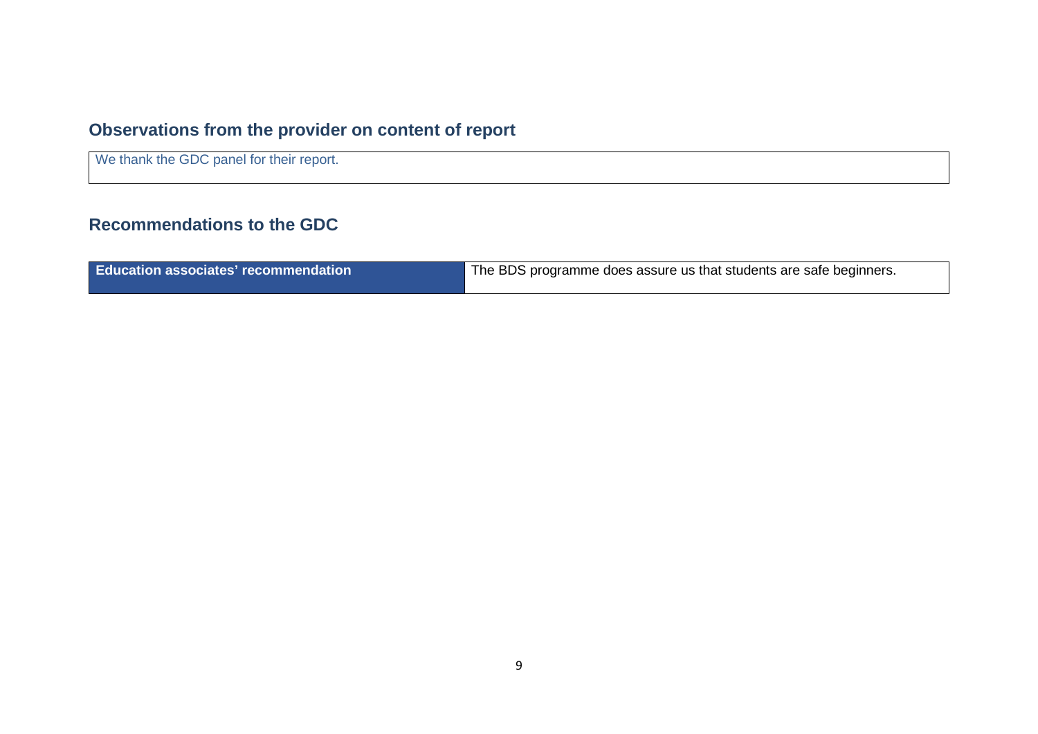## Observations from the provider on content of report

| |
|---|
| We thank the GDC panel for their report. |

## Recommendations to the GDC

| | |
|---|---|
| **Education associates' recommendation** | The BDS programme does assure us that students are safe beginners. |